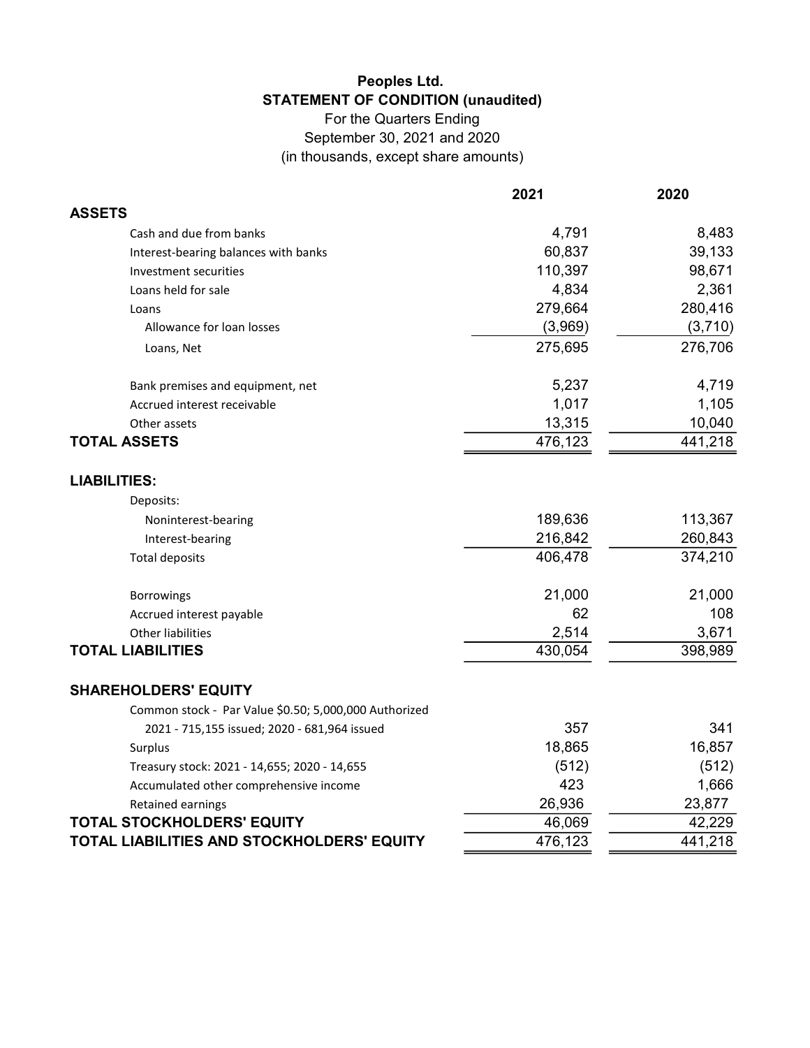# Peoples Ltd.

## STATEMENT OF CONDITION (unaudited)

For the Quarters Ending
September 30, 2021 and 2020
(in thousands, except share amounts)

| | 2021 | 2020 |
|---|---|---|
| **ASSETS** | | |
| Cash and due from banks | 4,791 | 8,483 |
| Interest-bearing balances with banks | 60,837 | 39,133 |
| Investment securities | 110,397 | 98,671 |
| Loans held for sale | 4,834 | 2,361 |
| Loans | 279,664 | 280,416 |
| Allowance for loan losses | (3,969) | (3,710) |
| Loans, Net | 275,695 | 276,706 |
| | | |
| Bank premises and equipment, net | 5,237 | 4,719 |
| Accrued interest receivable | 1,017 | 1,105 |
| Other assets | 13,315 | 10,040 |
| **TOTAL ASSETS** | 476,123 | 441,218 |
| | | |
| **LIABILITIES:** | | |
| Deposits: | | |
| Noninterest-bearing | 189,636 | 113,367 |
| Interest-bearing | 216,842 | 260,843 |
| Total deposits | 406,478 | 374,210 |
| | | |
| Borrowings | 21,000 | 21,000 |
| Accrued interest payable | 62 | 108 |
| Other liabilities | 2,514 | 3,671 |
| **TOTAL LIABILITIES** | 430,054 | 398,989 |
| | | |
| **SHAREHOLDERS' EQUITY** | | |
| Common stock - Par Value $0.50; 5,000,000 Authorized 2021 - 715,155 issued; 2020 - 681,964 issued | 357 | 341 |
| Surplus | 18,865 | 16,857 |
| Treasury stock: 2021 - 14,655; 2020 - 14,655 | (512) | (512) |
| Accumulated other comprehensive income | 423 | 1,666 |
| Retained earnings | 26,936 | 23,877 |
| **TOTAL STOCKHOLDERS' EQUITY** | 46,069 | 42,229 |
| **TOTAL LIABILITIES AND STOCKHOLDERS' EQUITY** | 476,123 | 441,218 |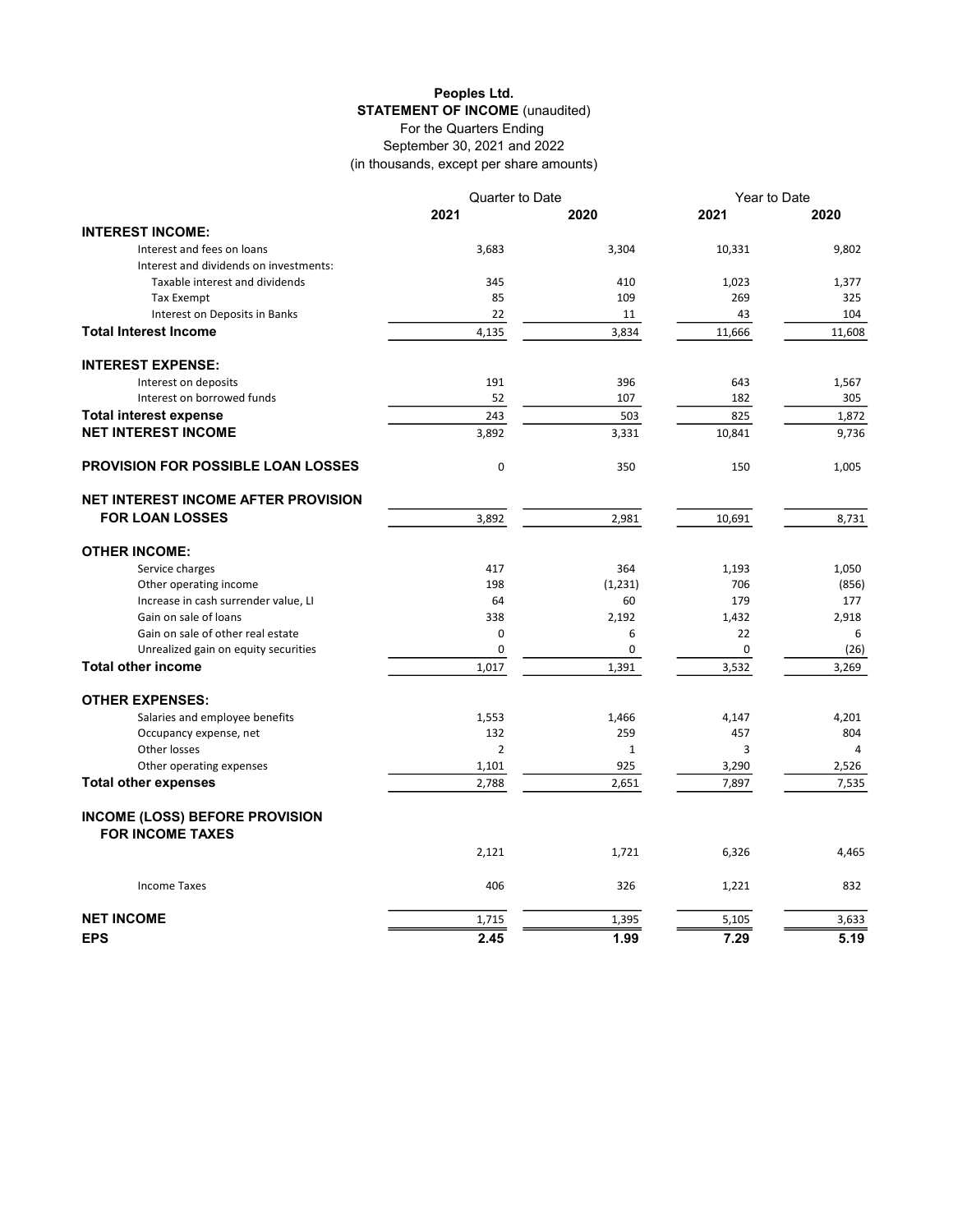**Peoples Ltd.**
**STATEMENT OF INCOME** (unaudited)
For the Quarters Ending
September 30, 2021 and 2022
(in thousands, except per share amounts)

| | Quarter to Date | | Year to Date | |
|---|---|---|---|---|
| | **2021** | **2020** | **2021** | **2020** |
| **INTEREST INCOME:** | | | | |
| Interest and fees on loans | 3,683 | 3,304 | 10,331 | 9,802 |
| Interest and dividends on investments: | | | | |
| Taxable interest and dividends | 345 | 410 | 1,023 | 1,377 |
| Tax Exempt | 85 | 109 | 269 | 325 |
| Interest on Deposits in Banks | 22 | 11 | 43 | 104 |
| **Total Interest Income** | 4,135 | 3,834 | 11,666 | 11,608 |
| **INTEREST EXPENSE:** | | | | |
| Interest on deposits | 191 | 396 | 643 | 1,567 |
| Interest on borrowed funds | 52 | 107 | 182 | 305 |
| **Total interest expense** | 243 | 503 | 825 | 1,872 |
| **NET INTEREST INCOME** | 3,892 | 3,331 | 10,841 | 9,736 |
| **PROVISION FOR POSSIBLE LOAN LOSSES** | 0 | 350 | 150 | 1,005 |
| **NET INTEREST INCOME AFTER PROVISION FOR LOAN LOSSES** | 3,892 | 2,981 | 10,691 | 8,731 |
| **OTHER INCOME:** | | | | |
| Service charges | 417 | 364 | 1,193 | 1,050 |
| Other operating income | 198 | (1,231) | 706 | (856) |
| Increase in cash surrender value, LI | 64 | 60 | 179 | 177 |
| Gain on sale of loans | 338 | 2,192 | 1,432 | 2,918 |
| Gain on sale of other real estate | 0 | 6 | 22 | 6 |
| Unrealized gain on equity securities | 0 | 0 | 0 | (26) |
| **Total other income** | 1,017 | 1,391 | 3,532 | 3,269 |
| **OTHER EXPENSES:** | | | | |
| Salaries and employee benefits | 1,553 | 1,466 | 4,147 | 4,201 |
| Occupancy expense, net | 132 | 259 | 457 | 804 |
| Other losses | 2 | 1 | 3 | 4 |
| Other operating expenses | 1,101 | 925 | 3,290 | 2,526 |
| **Total other expenses** | 2,788 | 2,651 | 7,897 | 7,535 |
| **INCOME (LOSS) BEFORE PROVISION FOR INCOME TAXES** | 2,121 | 1,721 | 6,326 | 4,465 |
| Income Taxes | 406 | 326 | 1,221 | 832 |
| **NET INCOME** | 1,715 | 1,395 | 5,105 | 3,633 |
| **EPS** | **2.45** | **1.99** | **7.29** | **5.19** |